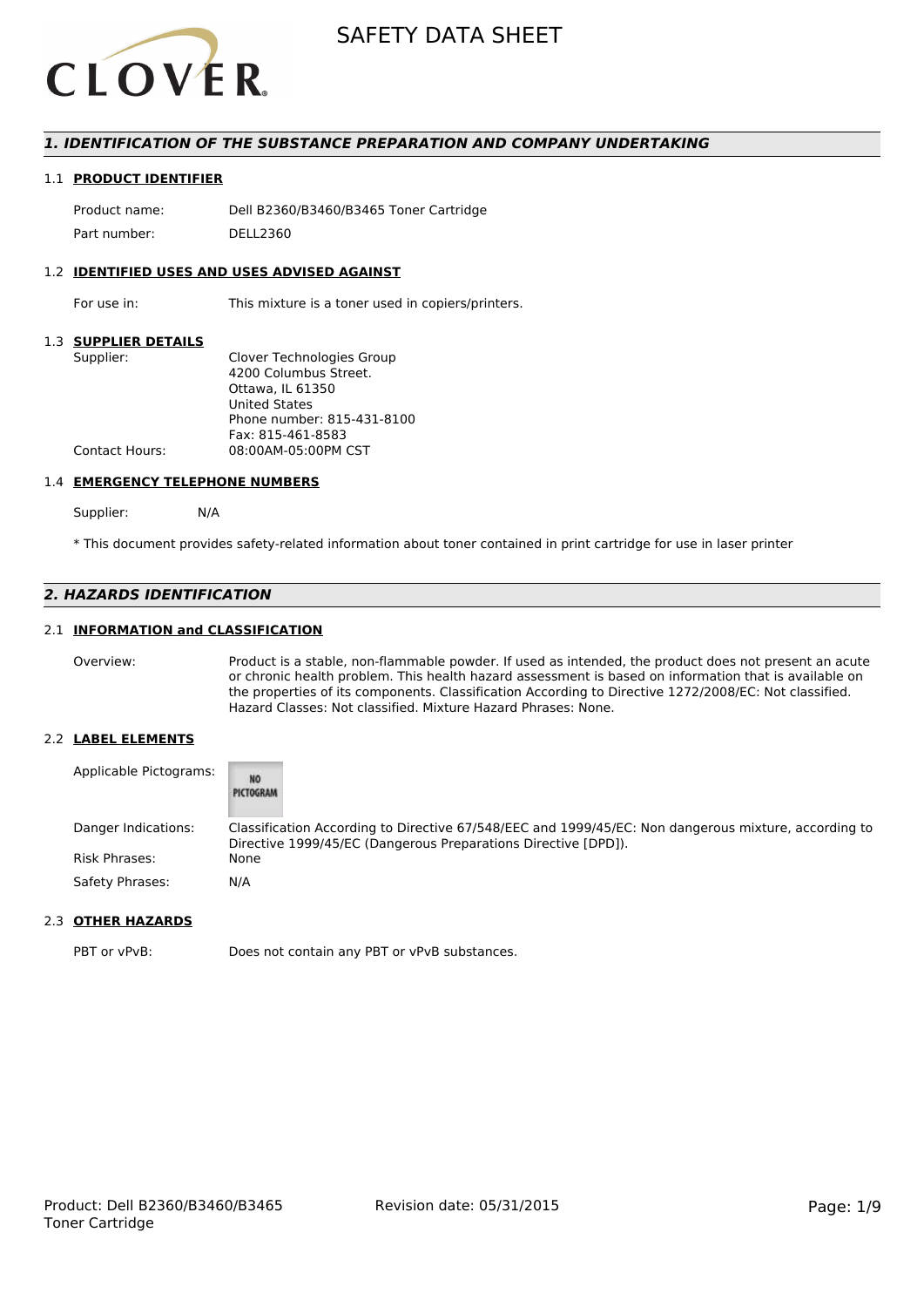# SAFETY DATA SHEET

## 1. IDENTIFICATION OF THE SUBSTANCE PREPARATION AND COMPANY UNDERTAKING

### 1.1 PRODUCT IDENTIFIER

| | |
|---|---|
| Product name: | Dell B2360/B3460/B3465 Toner Cartridge |
| Part number: | DELL2360 |

### 1.2 IDENTIFIED USES AND USES ADVISED AGAINST

For use in: This mixture is a toner used in copiers/printers.

### 1.3 SUPPLIER DETAILS

Supplier:
Clover Technologies Group
4200 Columbus Street.
Ottawa, IL 61350
United States
Phone number: 815-431-8100
Fax: 815-461-8583

Contact Hours: 08:00AM-05:00PM CST

### 1.4 EMERGENCY TELEPHONE NUMBERS

Supplier: N/A

* This document provides safety-related information about toner contained in print cartridge for use in laser printer

## 2. HAZARDS IDENTIFICATION

### 2.1 INFORMATION and CLASSIFICATION

Overview: Product is a stable, non-flammable powder. If used as intended, the product does not present an acute or chronic health problem. This health hazard assessment is based on information that is available on the properties of its components. Classification According to Directive 1272/2008/EC: Not classified. Hazard Classes: Not classified. Mixture Hazard Phrases: None.

### 2.2 LABEL ELEMENTS

Applicable Pictograms: NO PICTOGRAM

Danger Indications: Classification According to Directive 67/548/EEC and 1999/45/EC: Non dangerous mixture, according to Directive 1999/45/EC (Dangerous Preparations Directive [DPD]).

Risk Phrases: None

Safety Phrases: N/A

### 2.3 OTHER HAZARDS

PBT or vPvB: Does not contain any PBT or vPvB substances.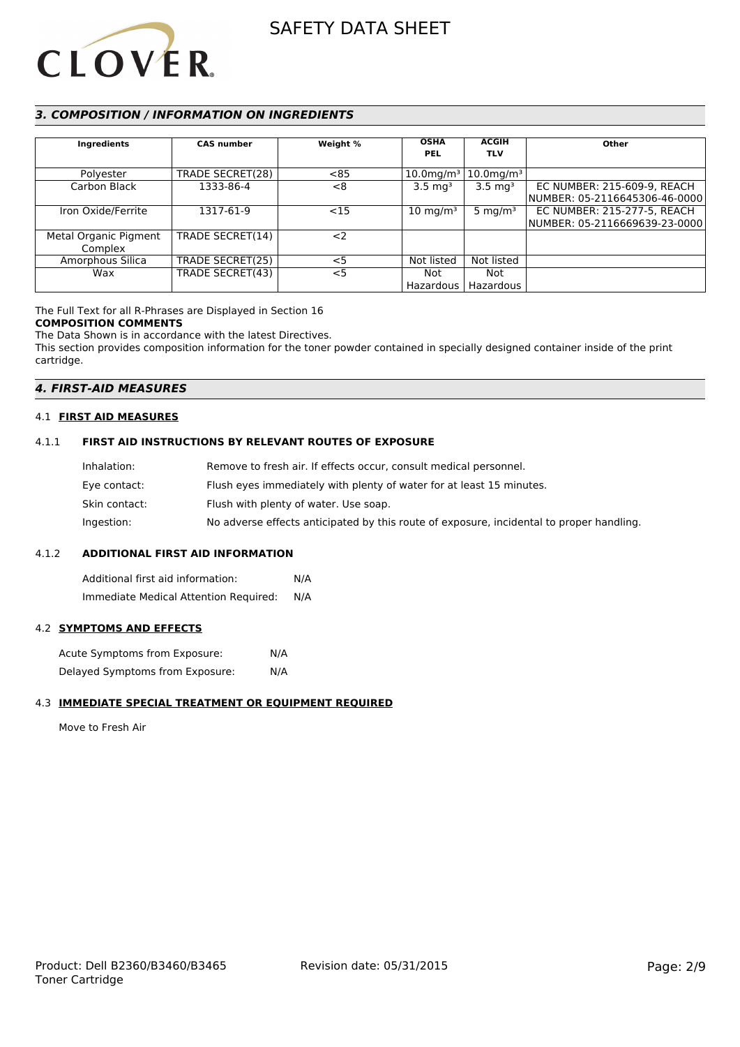## *3. COMPOSITION / INFORMATION ON INGREDIENTS*

| Ingredients | CAS number | Weight % | OSHA PEL | ACGIH TLV | Other |
|---|---|---|---|---|---|
| Polyester | TRADE SECRET(28) | <85 | 10.0mg/m³ | 10.0mg/m³ | |
| Carbon Black | 1333-86-4 | <8 | 3.5 mg³ | 3.5 mg³ | EC NUMBER: 215-609-9, REACH NUMBER: 05-2116645306-46-0000 |
| Iron Oxide/Ferrite | 1317-61-9 | <15 | 10 mg/m³ | 5 mg/m³ | EC NUMBER: 215-277-5, REACH NUMBER: 05-2116669639-23-0000 |
| Metal Organic Pigment Complex | TRADE SECRET(14) | <2 | | | |
| Amorphous Silica | TRADE SECRET(25) | <5 | Not listed | Not listed | |
| Wax | TRADE SECRET(43) | <5 | Not Hazardous | Not Hazardous | |

The Full Text for all R-Phrases are Displayed in Section 16

**COMPOSITION COMMENTS**

The Data Shown is in accordance with the latest Directives.

This section provides composition information for the toner powder contained in specially designed container inside of the print cartridge.

## *4. FIRST-AID MEASURES*

### 4.1 FIRST AID MEASURES

#### 4.1.1 FIRST AID INSTRUCTIONS BY RELEVANT ROUTES OF EXPOSURE

Inhalation: Remove to fresh air. If effects occur, consult medical personnel.

Eye contact: Flush eyes immediately with plenty of water for at least 15 minutes.

Skin contact: Flush with plenty of water. Use soap.

Ingestion: No adverse effects anticipated by this route of exposure, incidental to proper handling.

#### 4.1.2 ADDITIONAL FIRST AID INFORMATION

Additional first aid information: N/A

Immediate Medical Attention Required: N/A

### 4.2 SYMPTOMS AND EFFECTS

Acute Symptoms from Exposure: N/A

Delayed Symptoms from Exposure: N/A

### 4.3 IMMEDIATE SPECIAL TREATMENT OR EQUIPMENT REQUIRED

Move to Fresh Air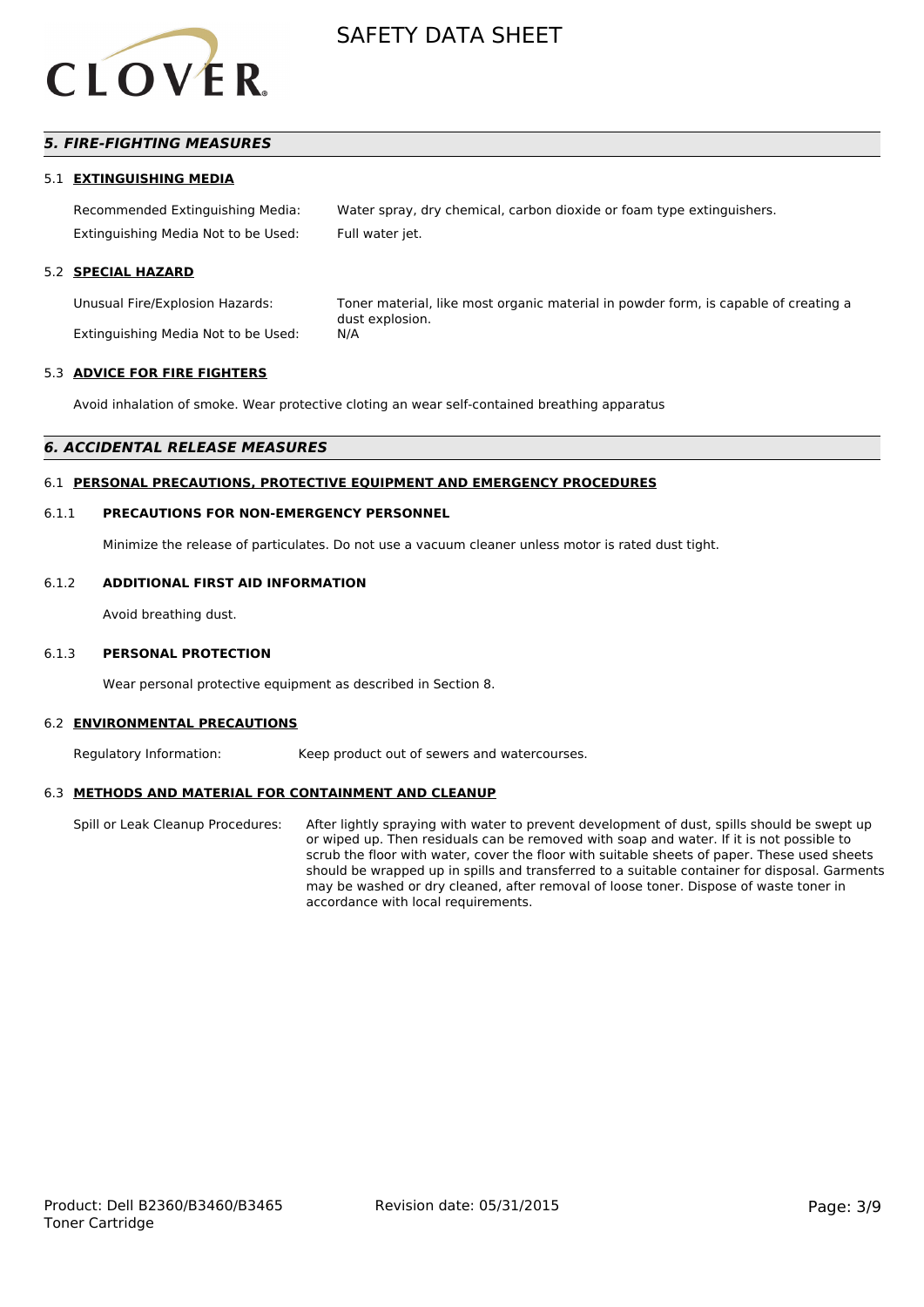## 5. FIRE-FIGHTING MEASURES

### 5.1 EXTINGUISHING MEDIA

Recommended Extinguishing Media: Water spray, dry chemical, carbon dioxide or foam type extinguishers.

Extinguishing Media Not to be Used: Full water jet.

### 5.2 SPECIAL HAZARD

Unusual Fire/Explosion Hazards: Toner material, like most organic material in powder form, is capable of creating a dust explosion.

Extinguishing Media Not to be Used: N/A

### 5.3 ADVICE FOR FIRE FIGHTERS

Avoid inhalation of smoke. Wear protective cloting an wear self-contained breathing apparatus

## 6. ACCIDENTAL RELEASE MEASURES

### 6.1 PERSONAL PRECAUTIONS, PROTECTIVE EQUIPMENT AND EMERGENCY PROCEDURES

#### 6.1.1 PRECAUTIONS FOR NON-EMERGENCY PERSONNEL

Minimize the release of particulates. Do not use a vacuum cleaner unless motor is rated dust tight.

#### 6.1.2 ADDITIONAL FIRST AID INFORMATION

Avoid breathing dust.

#### 6.1.3 PERSONAL PROTECTION

Wear personal protective equipment as described in Section 8.

### 6.2 ENVIRONMENTAL PRECAUTIONS

Regulatory Information: Keep product out of sewers and watercourses.

### 6.3 METHODS AND MATERIAL FOR CONTAINMENT AND CLEANUP

Spill or Leak Cleanup Procedures: After lightly spraying with water to prevent development of dust, spills should be swept up or wiped up. Then residuals can be removed with soap and water. If it is not possible to scrub the floor with water, cover the floor with suitable sheets of paper. These used sheets should be wrapped up in spills and transferred to a suitable container for disposal. Garments may be washed or dry cleaned, after removal of loose toner. Dispose of waste toner in accordance with local requirements.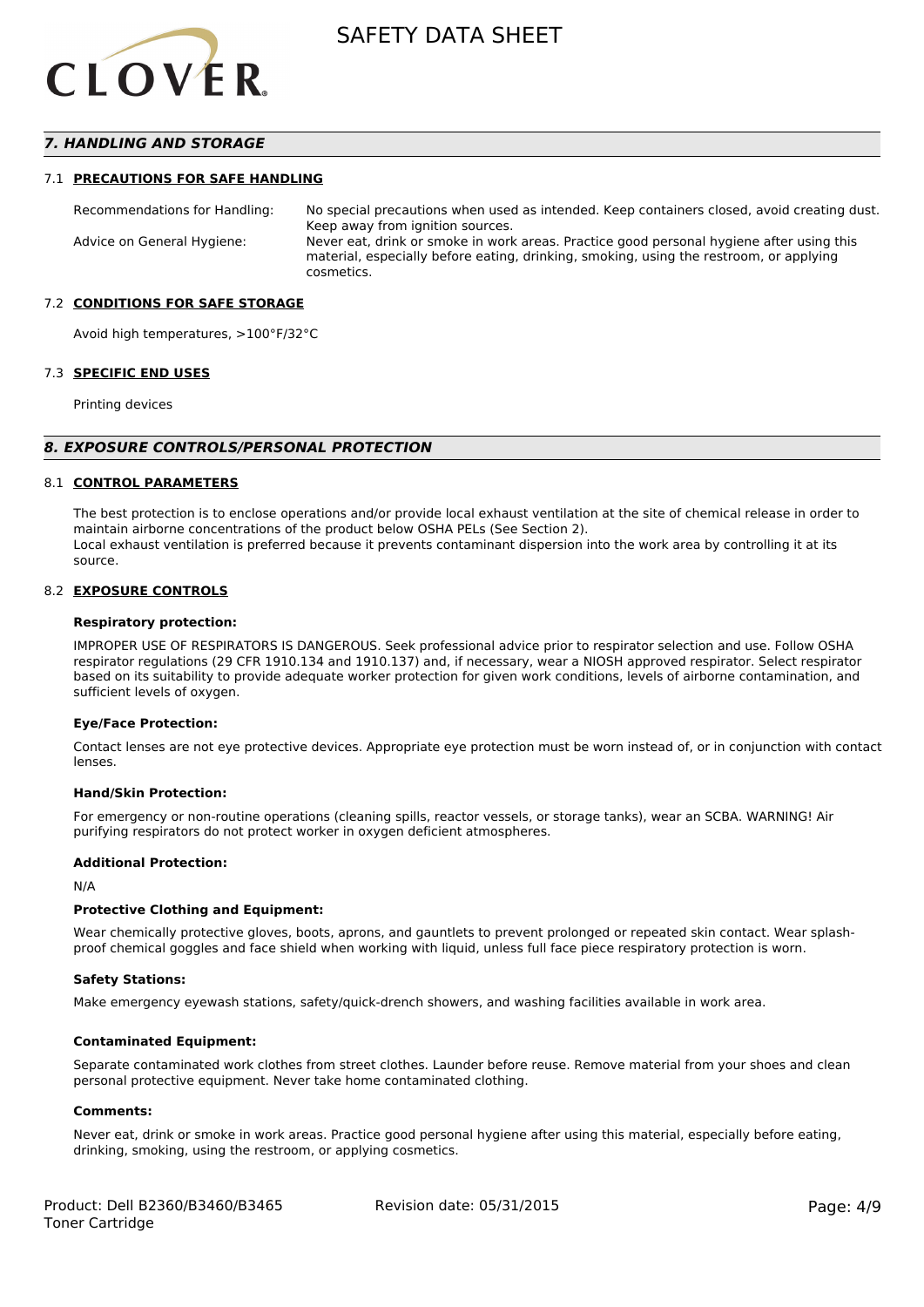## 7. HANDLING AND STORAGE

### 7.1 PRECAUTIONS FOR SAFE HANDLING

| | |
|---|---|
| Recommendations for Handling: | No special precautions when used as intended. Keep containers closed, avoid creating dust. Keep away from ignition sources. |
| Advice on General Hygiene: | Never eat, drink or smoke in work areas. Practice good personal hygiene after using this material, especially before eating, drinking, smoking, using the restroom, or applying cosmetics. |

### 7.2 CONDITIONS FOR SAFE STORAGE

Avoid high temperatures, >100°F/32°C

### 7.3 SPECIFIC END USES

Printing devices

## 8. EXPOSURE CONTROLS/PERSONAL PROTECTION

### 8.1 CONTROL PARAMETERS

The best protection is to enclose operations and/or provide local exhaust ventilation at the site of chemical release in order to maintain airborne concentrations of the product below OSHA PELs (See Section 2).
Local exhaust ventilation is preferred because it prevents contaminant dispersion into the work area by controlling it at its source.

### 8.2 EXPOSURE CONTROLS

**Respiratory protection:**

IMPROPER USE OF RESPIRATORS IS DANGEROUS. Seek professional advice prior to respirator selection and use. Follow OSHA respirator regulations (29 CFR 1910.134 and 1910.137) and, if necessary, wear a NIOSH approved respirator. Select respirator based on its suitability to provide adequate worker protection for given work conditions, levels of airborne contamination, and sufficient levels of oxygen.

**Eye/Face Protection:**

Contact lenses are not eye protective devices. Appropriate eye protection must be worn instead of, or in conjunction with contact lenses.

**Hand/Skin Protection:**

For emergency or non-routine operations (cleaning spills, reactor vessels, or storage tanks), wear an SCBA. WARNING! Air purifying respirators do not protect worker in oxygen deficient atmospheres.

**Additional Protection:**

N/A

**Protective Clothing and Equipment:**

Wear chemically protective gloves, boots, aprons, and gauntlets to prevent prolonged or repeated skin contact. Wear splash-proof chemical goggles and face shield when working with liquid, unless full face piece respiratory protection is worn.

**Safety Stations:**

Make emergency eyewash stations, safety/quick-drench showers, and washing facilities available in work area.

**Contaminated Equipment:**

Separate contaminated work clothes from street clothes. Launder before reuse. Remove material from your shoes and clean personal protective equipment. Never take home contaminated clothing.

**Comments:**

Never eat, drink or smoke in work areas. Practice good personal hygiene after using this material, especially before eating, drinking, smoking, using the restroom, or applying cosmetics.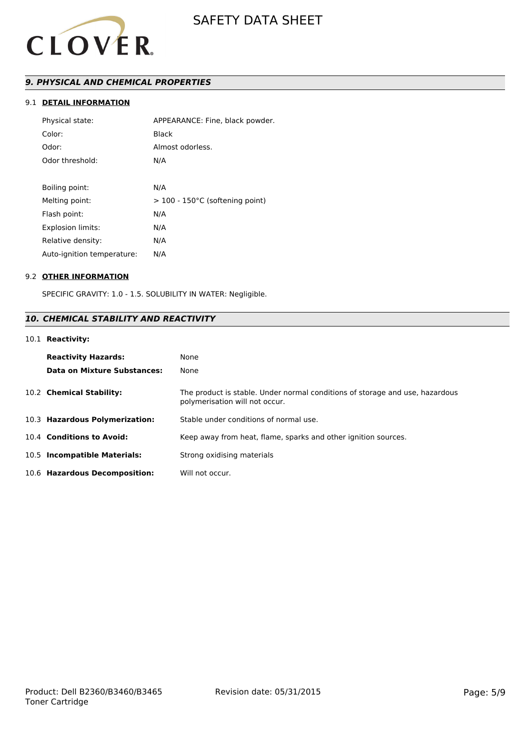## *9. PHYSICAL AND CHEMICAL PROPERTIES*

### 9.1 DETAIL INFORMATION

| | |
|---|---|
| Physical state: | APPEARANCE: Fine, black powder. |
| Color: | Black |
| Odor: | Almost odorless. |
| Odor threshold: | N/A |
| | |
| Boiling point: | N/A |
| Melting point: | > 100 - 150°C (softening point) |
| Flash point: | N/A |
| Explosion limits: | N/A |
| Relative density: | N/A |
| Auto-ignition temperature: | N/A |

### 9.2 OTHER INFORMATION

SPECIFIC GRAVITY: 1.0 - 1.5. SOLUBILITY IN WATER: Negligible.

## *10. CHEMICAL STABILITY AND REACTIVITY*

### 10.1 Reactivity:

| | |
|---|---|
| **Reactivity Hazards:** | None |
| **Data on Mixture Substances:** | None |

| | |
|---|---|
| 10.2 **Chemical Stability:** | The product is stable. Under normal conditions of storage and use, hazardous polymerisation will not occur. |
| 10.3 **Hazardous Polymerization:** | Stable under conditions of normal use. |
| 10.4 **Conditions to Avoid:** | Keep away from heat, flame, sparks and other ignition sources. |
| 10.5 **Incompatible Materials:** | Strong oxidising materials |
| 10.6 **Hazardous Decomposition:** | Will not occur. |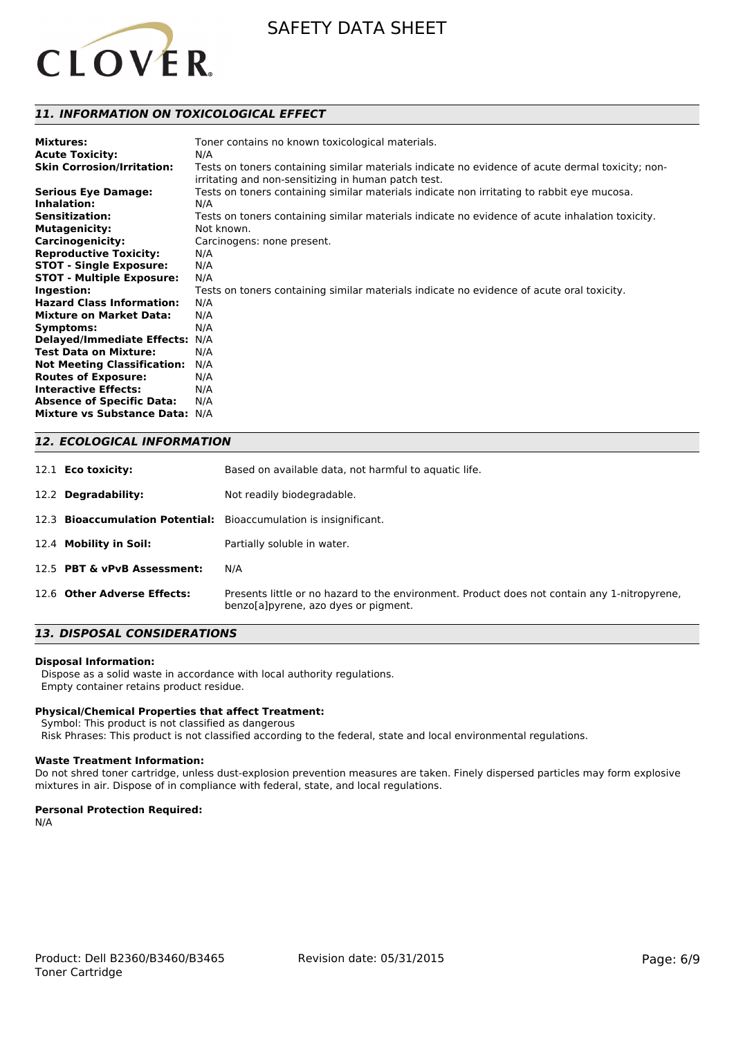## 11. INFORMATION ON TOXICOLOGICAL EFFECT

| | |
|---|---|
| **Mixtures:** | Toner contains no known toxicological materials. |
| **Acute Toxicity:** | N/A |
| **Skin Corrosion/Irritation:** | Tests on toners containing similar materials indicate no evidence of acute dermal toxicity; non-irritating and non-sensitizing in human patch test. |
| **Serious Eye Damage:** | Tests on toners containing similar materials indicate non irritating to rabbit eye mucosa. |
| **Inhalation:** | N/A |
| **Sensitization:** | Tests on toners containing similar materials indicate no evidence of acute inhalation toxicity. |
| **Mutagenicity:** | Not known. |
| **Carcinogenicity:** | Carcinogens: none present. |
| **Reproductive Toxicity:** | N/A |
| **STOT - Single Exposure:** | N/A |
| **STOT - Multiple Exposure:** | N/A |
| **Ingestion:** | Tests on toners containing similar materials indicate no evidence of acute oral toxicity. |
| **Hazard Class Information:** | N/A |
| **Mixture on Market Data:** | N/A |
| **Symptoms:** | N/A |
| **Delayed/Immediate Effects:** | N/A |
| **Test Data on Mixture:** | N/A |
| **Not Meeting Classification:** | N/A |
| **Routes of Exposure:** | N/A |
| **Interactive Effects:** | N/A |
| **Absence of Specific Data:** | N/A |
| **Mixture vs Substance Data:** | N/A |

## 12. ECOLOGICAL INFORMATION

| | |
|---|---|
| 12.1 **Eco toxicity:** | Based on available data, not harmful to aquatic life. |
| 12.2 **Degradability:** | Not readily biodegradable. |
| 12.3 **Bioaccumulation Potential:** | Bioaccumulation is insignificant. |
| 12.4 **Mobility in Soil:** | Partially soluble in water. |
| 12.5 **PBT & vPvB Assessment:** | N/A |
| 12.6 **Other Adverse Effects:** | Presents little or no hazard to the environment. Product does not contain any 1-nitropyrene, benzo[a]pyrene, azo dyes or pigment. |

## 13. DISPOSAL CONSIDERATIONS

**Disposal Information:**

Dispose as a solid waste in accordance with local authority regulations.
Empty container retains product residue.

**Physical/Chemical Properties that affect Treatment:**

Symbol: This product is not classified as dangerous
Risk Phrases: This product is not classified according to the federal, state and local environmental regulations.

**Waste Treatment Information:**

Do not shred toner cartridge, unless dust-explosion prevention measures are taken. Finely dispersed particles may form explosive mixtures in air. Dispose of in compliance with federal, state, and local regulations.

**Personal Protection Required:**

N/A

Product: Dell B2360/B3460/B3465 Toner Cartridge

Revision date: 05/31/2015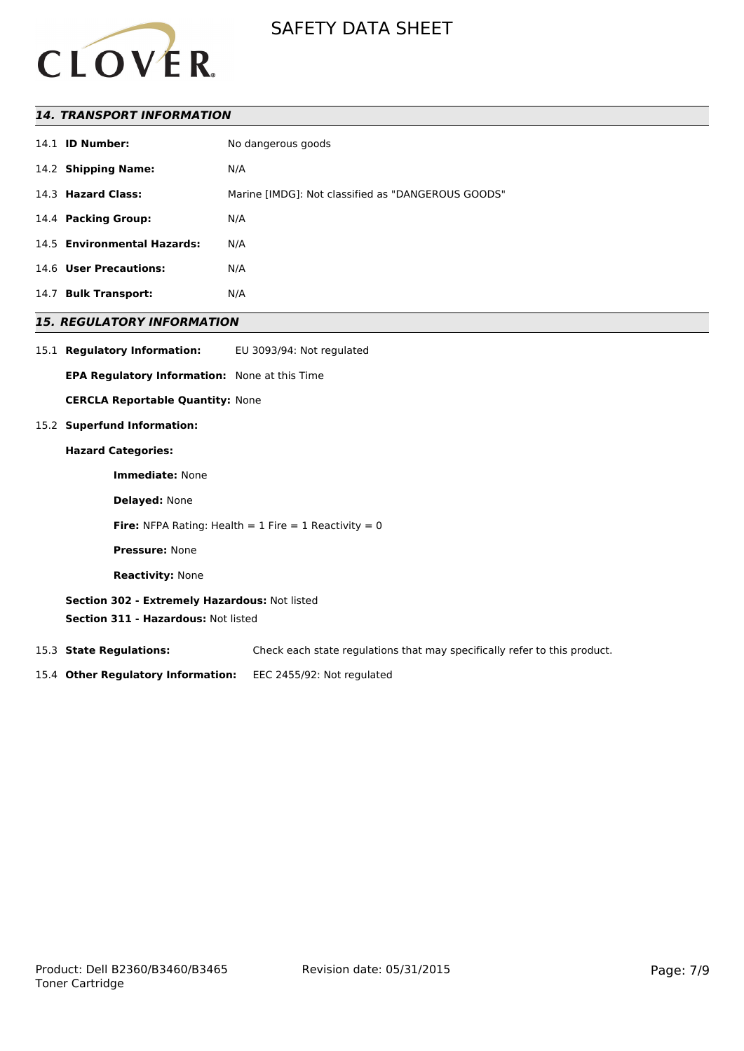## *14. TRANSPORT INFORMATION*

14.1 **ID Number:** No dangerous goods

14.2 **Shipping Name:** N/A

14.3 **Hazard Class:** Marine [IMDG]: Not classified as "DANGEROUS GOODS"

14.4 **Packing Group:** N/A

14.5 **Environmental Hazards:** N/A

14.6 **User Precautions:** N/A

14.7 **Bulk Transport:** N/A

## *15. REGULATORY INFORMATION*

15.1 **Regulatory Information:** EU 3093/94: Not regulated

**EPA Regulatory Information:** None at this Time

**CERCLA Reportable Quantity:** None

15.2 **Superfund Information:**

**Hazard Categories:**

**Immediate:** None

**Delayed:** None

**Fire:** NFPA Rating: Health = 1 Fire = 1 Reactivity = 0

**Pressure:** None

**Reactivity:** None

**Section 302 - Extremely Hazardous:** Not listed

**Section 311 - Hazardous:** Not listed

15.3 **State Regulations:** Check each state regulations that may specifically refer to this product.

15.4 **Other Regulatory Information:** EEC 2455/92: Not regulated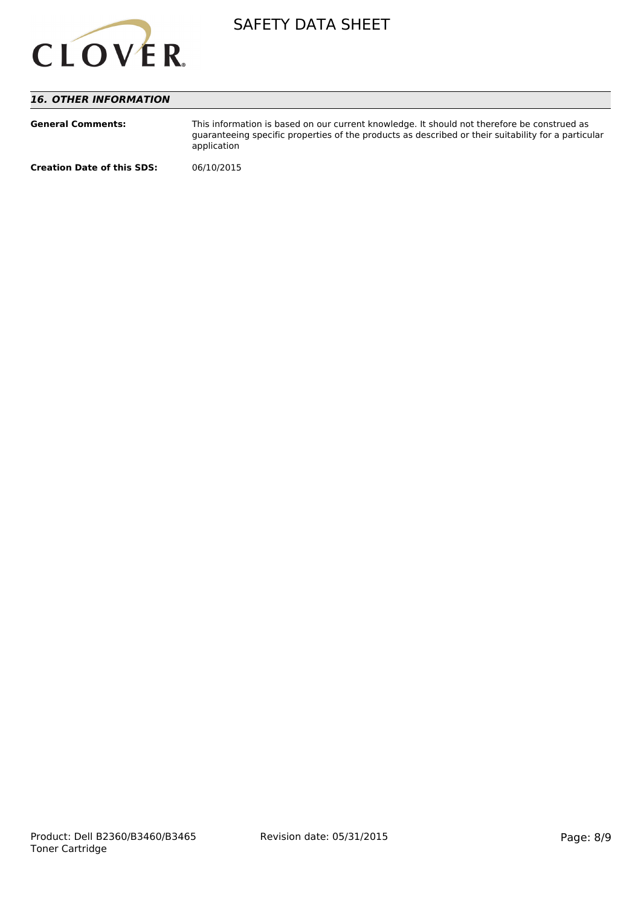## *16. OTHER INFORMATION*

**General Comments:** This information is based on our current knowledge. It should not therefore be construed as guaranteeing specific properties of the products as described or their suitability for a particular application

**Creation Date of this SDS:** 06/10/2015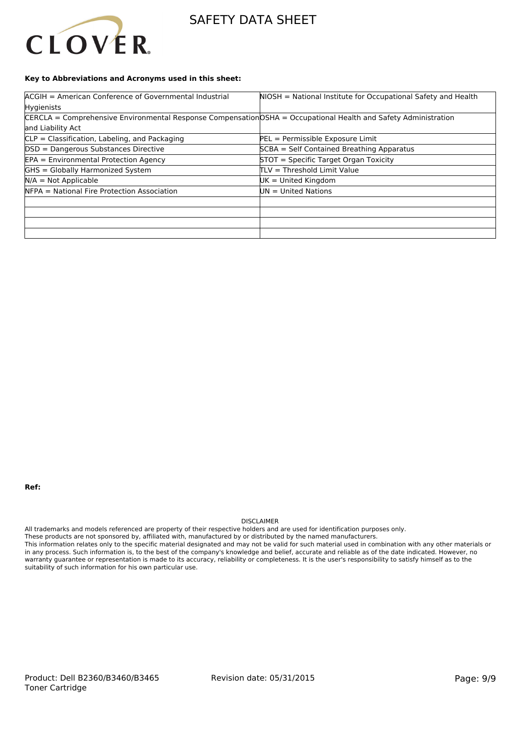**Key to Abbreviations and Acronyms used in this sheet:**

| | |
|---|---|
| ACGIH = American Conference of Governmental Industrial Hygienists | NIOSH = National Institute for Occupational Safety and Health |
| CERCLA = Comprehensive Environmental Response Compensation and Liability Act | OSHA = Occupational Health and Safety Administration |
| CLP = Classification, Labeling, and Packaging | PEL = Permissible Exposure Limit |
| DSD = Dangerous Substances Directive | SCBA = Self Contained Breathing Apparatus |
| EPA = Environmental Protection Agency | STOT = Specific Target Organ Toxicity |
| GHS = Globally Harmonized System | TLV = Threshold Limit Value |
| N/A = Not Applicable | UK = United Kingdom |
| NFPA = National Fire Protection Association | UN = United Nations |
| | |
| | |
| | |
| | |

**Ref:**

DISCLAIMER

All trademarks and models referenced are property of their respective holders and are used for identification purposes only.
These products are not sponsored by, affiliated with, manufactured by or distributed by the named manufacturers.
This information relates only to the specific material designated and may not be valid for such material used in combination with any other materials or in any process. Such information is, to the best of the company's knowledge and belief, accurate and reliable as of the date indicated. However, no warranty guarantee or representation is made to its accuracy, reliability or completeness. It is the user's responsibility to satisfy himself as to the suitability of such information for his own particular use.